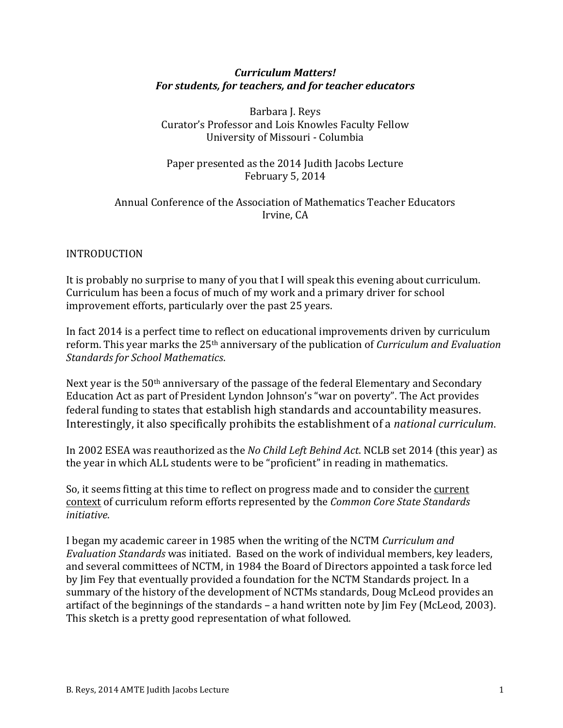***Curriculum Matters!***
***For students, for teachers, and for teacher educators***

Barbara J. Reys
Curator's Professor and Lois Knowles Faculty Fellow
University of Missouri - Columbia

Paper presented as the 2014 Judith Jacobs Lecture
February 5, 2014

Annual Conference of the Association of Mathematics Teacher Educators
Irvine, CA

## INTRODUCTION

It is probably no surprise to many of you that I will speak this evening about curriculum. Curriculum has been a focus of much of my work and a primary driver for school improvement efforts, particularly over the past 25 years.

In fact 2014 is a perfect time to reflect on educational improvements driven by curriculum reform. This year marks the 25th anniversary of the publication of *Curriculum and Evaluation Standards for School Mathematics*.

Next year is the 50th anniversary of the passage of the federal Elementary and Secondary Education Act as part of President Lyndon Johnson's "war on poverty". The Act provides federal funding to states that establish high standards and accountability measures. Interestingly, it also specifically prohibits the establishment of a *national curriculum*.

In 2002 ESEA was reauthorized as the *No Child Left Behind Act*. NCLB set 2014 (this year) as the year in which ALL students were to be "proficient" in reading in mathematics.

So, it seems fitting at this time to reflect on progress made and to consider the <u>current context</u> of curriculum reform efforts represented by the *Common Core State Standards initiative*.

I began my academic career in 1985 when the writing of the NCTM *Curriculum and Evaluation Standards* was initiated. Based on the work of individual members, key leaders, and several committees of NCTM, in 1984 the Board of Directors appointed a task force led by Jim Fey that eventually provided a foundation for the NCTM Standards project. In a summary of the history of the development of NCTMs standards, Doug McLeod provides an artifact of the beginnings of the standards – a hand written note by Jim Fey (McLeod, 2003). This sketch is a pretty good representation of what followed.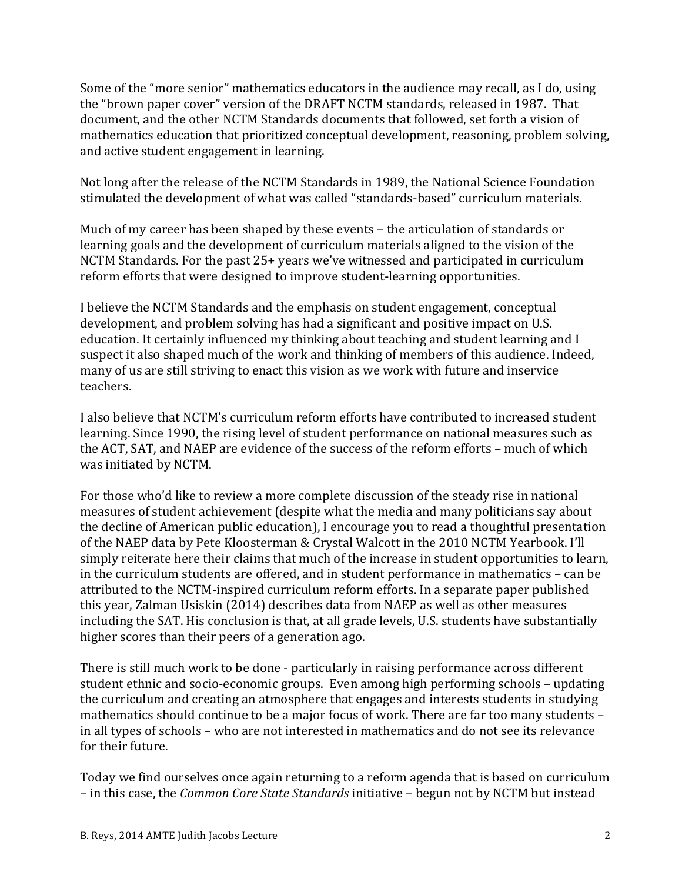Some of the "more senior" mathematics educators in the audience may recall, as I do, using the "brown paper cover" version of the DRAFT NCTM standards, released in 1987. That document, and the other NCTM Standards documents that followed, set forth a vision of mathematics education that prioritized conceptual development, reasoning, problem solving, and active student engagement in learning.

Not long after the release of the NCTM Standards in 1989, the National Science Foundation stimulated the development of what was called "standards-based" curriculum materials.

Much of my career has been shaped by these events – the articulation of standards or learning goals and the development of curriculum materials aligned to the vision of the NCTM Standards. For the past 25+ years we've witnessed and participated in curriculum reform efforts that were designed to improve student-learning opportunities.

I believe the NCTM Standards and the emphasis on student engagement, conceptual development, and problem solving has had a significant and positive impact on U.S. education. It certainly influenced my thinking about teaching and student learning and I suspect it also shaped much of the work and thinking of members of this audience. Indeed, many of us are still striving to enact this vision as we work with future and inservice teachers.

I also believe that NCTM's curriculum reform efforts have contributed to increased student learning. Since 1990, the rising level of student performance on national measures such as the ACT, SAT, and NAEP are evidence of the success of the reform efforts – much of which was initiated by NCTM.

For those who'd like to review a more complete discussion of the steady rise in national measures of student achievement (despite what the media and many politicians say about the decline of American public education), I encourage you to read a thoughtful presentation of the NAEP data by Pete Kloosterman & Crystal Walcott in the 2010 NCTM Yearbook. I'll simply reiterate here their claims that much of the increase in student opportunities to learn, in the curriculum students are offered, and in student performance in mathematics – can be attributed to the NCTM-inspired curriculum reform efforts. In a separate paper published this year, Zalman Usiskin (2014) describes data from NAEP as well as other measures including the SAT. His conclusion is that, at all grade levels, U.S. students have substantially higher scores than their peers of a generation ago.

There is still much work to be done - particularly in raising performance across different student ethnic and socio-economic groups. Even among high performing schools – updating the curriculum and creating an atmosphere that engages and interests students in studying mathematics should continue to be a major focus of work. There are far too many students – in all types of schools – who are not interested in mathematics and do not see its relevance for their future.

Today we find ourselves once again returning to a reform agenda that is based on curriculum – in this case, the *Common Core State Standards* initiative – begun not by NCTM but instead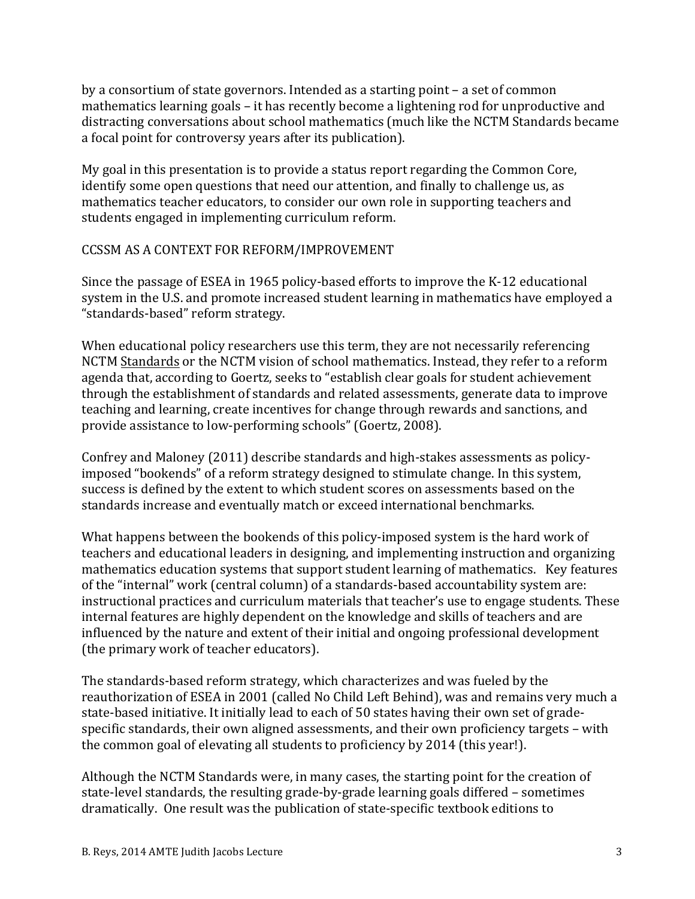by a consortium of state governors. Intended as a starting point – a set of common mathematics learning goals – it has recently become a lightening rod for unproductive and distracting conversations about school mathematics (much like the NCTM Standards became a focal point for controversy years after its publication).

My goal in this presentation is to provide a status report regarding the Common Core, identify some open questions that need our attention, and finally to challenge us, as mathematics teacher educators, to consider our own role in supporting teachers and students engaged in implementing curriculum reform.

## CCSSM AS A CONTEXT FOR REFORM/IMPROVEMENT

Since the passage of ESEA in 1965 policy-based efforts to improve the K-12 educational system in the U.S. and promote increased student learning in mathematics have employed a "standards-based" reform strategy.

When educational policy researchers use this term, they are not necessarily referencing NCTM Standards or the NCTM vision of school mathematics. Instead, they refer to a reform agenda that, according to Goertz, seeks to "establish clear goals for student achievement through the establishment of standards and related assessments, generate data to improve teaching and learning, create incentives for change through rewards and sanctions, and provide assistance to low-performing schools" (Goertz, 2008).

Confrey and Maloney (2011) describe standards and high-stakes assessments as policy-imposed "bookends" of a reform strategy designed to stimulate change. In this system, success is defined by the extent to which student scores on assessments based on the standards increase and eventually match or exceed international benchmarks.

What happens between the bookends of this policy-imposed system is the hard work of teachers and educational leaders in designing, and implementing instruction and organizing mathematics education systems that support student learning of mathematics. Key features of the "internal" work (central column) of a standards-based accountability system are: instructional practices and curriculum materials that teacher's use to engage students. These internal features are highly dependent on the knowledge and skills of teachers and are influenced by the nature and extent of their initial and ongoing professional development (the primary work of teacher educators).

The standards-based reform strategy, which characterizes and was fueled by the reauthorization of ESEA in 2001 (called No Child Left Behind), was and remains very much a state-based initiative. It initially lead to each of 50 states having their own set of grade-specific standards, their own aligned assessments, and their own proficiency targets – with the common goal of elevating all students to proficiency by 2014 (this year!).

Although the NCTM Standards were, in many cases, the starting point for the creation of state-level standards, the resulting grade-by-grade learning goals differed – sometimes dramatically. One result was the publication of state-specific textbook editions to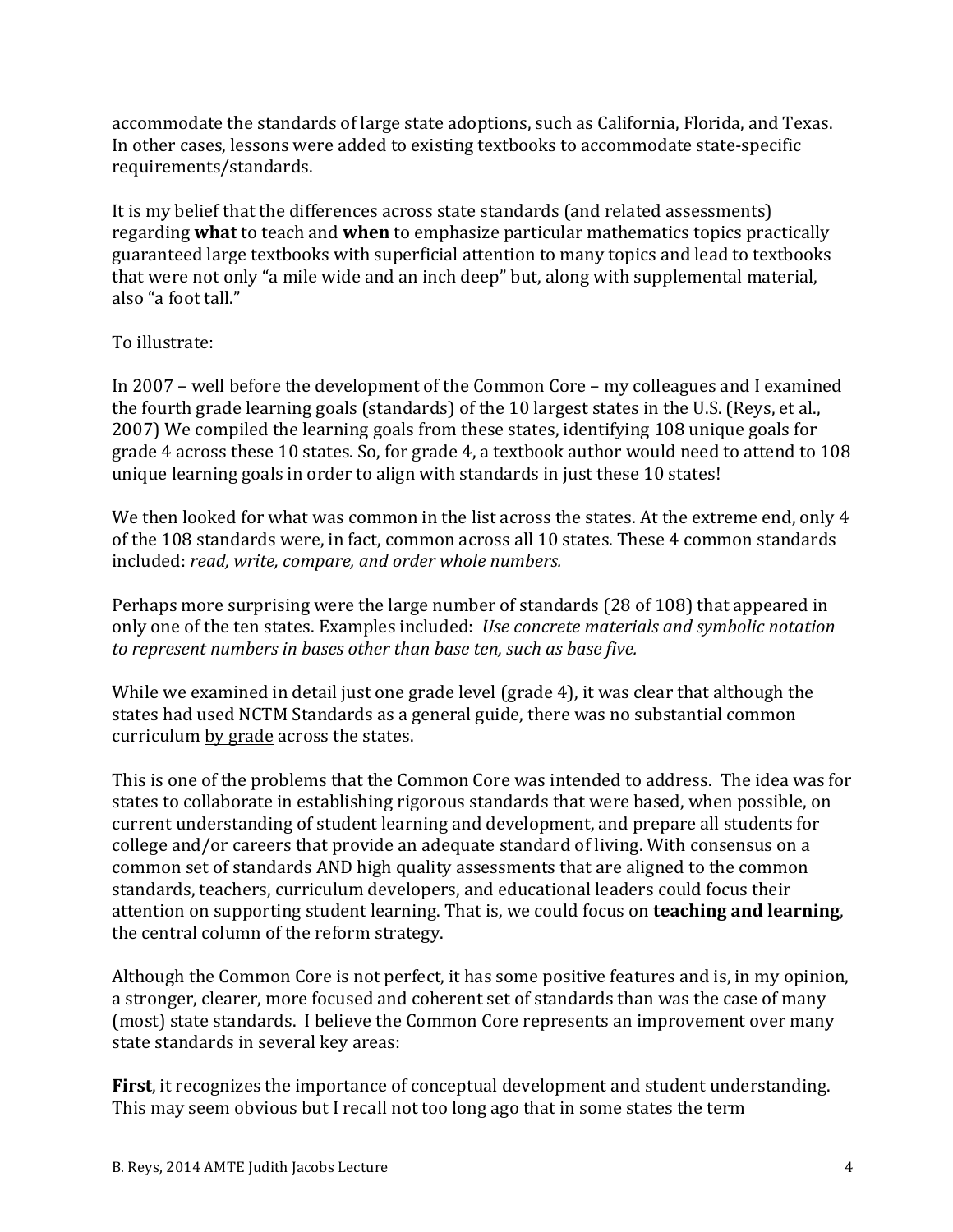accommodate the standards of large state adoptions, such as California, Florida, and Texas. In other cases, lessons were added to existing textbooks to accommodate state-specific requirements/standards.

It is my belief that the differences across state standards (and related assessments) regarding **what** to teach and **when** to emphasize particular mathematics topics practically guaranteed large textbooks with superficial attention to many topics and lead to textbooks that were not only "a mile wide and an inch deep" but, along with supplemental material, also "a foot tall."

To illustrate:

In 2007 – well before the development of the Common Core – my colleagues and I examined the fourth grade learning goals (standards) of the 10 largest states in the U.S. (Reys, et al., 2007) We compiled the learning goals from these states, identifying 108 unique goals for grade 4 across these 10 states. So, for grade 4, a textbook author would need to attend to 108 unique learning goals in order to align with standards in just these 10 states!

We then looked for what was common in the list across the states. At the extreme end, only 4 of the 108 standards were, in fact, common across all 10 states. These 4 common standards included: *read, write, compare, and order whole numbers.*

Perhaps more surprising were the large number of standards (28 of 108) that appeared in only one of the ten states. Examples included: *Use concrete materials and symbolic notation to represent numbers in bases other than base ten, such as base five.*

While we examined in detail just one grade level (grade 4), it was clear that although the states had used NCTM Standards as a general guide, there was no substantial common curriculum <u>by grade</u> across the states.

This is one of the problems that the Common Core was intended to address. The idea was for states to collaborate in establishing rigorous standards that were based, when possible, on current understanding of student learning and development, and prepare all students for college and/or careers that provide an adequate standard of living. With consensus on a common set of standards AND high quality assessments that are aligned to the common standards, teachers, curriculum developers, and educational leaders could focus their attention on supporting student learning. That is, we could focus on **teaching and learning**, the central column of the reform strategy.

Although the Common Core is not perfect, it has some positive features and is, in my opinion, a stronger, clearer, more focused and coherent set of standards than was the case of many (most) state standards. I believe the Common Core represents an improvement over many state standards in several key areas:

**First**, it recognizes the importance of conceptual development and student understanding. This may seem obvious but I recall not too long ago that in some states the term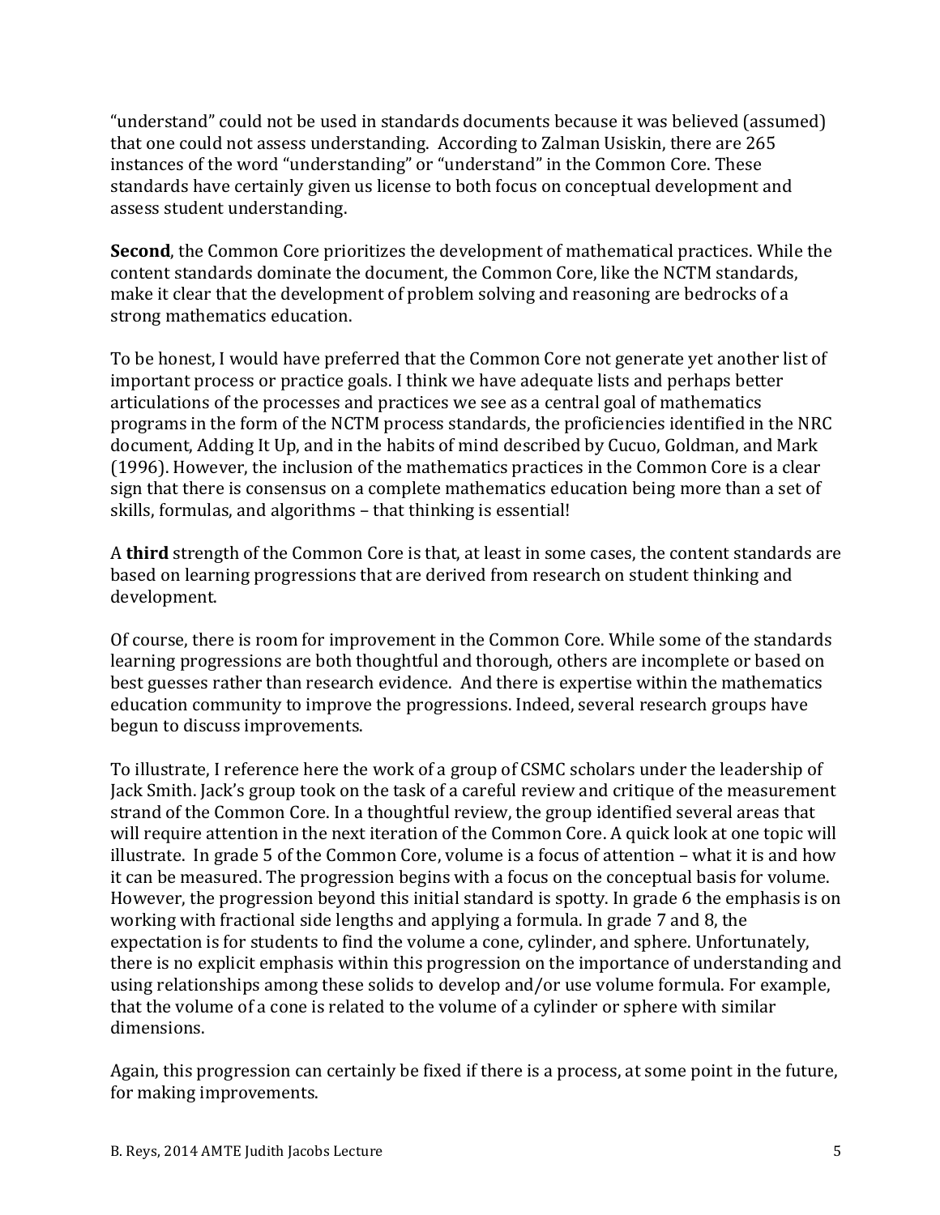"understand" could not be used in standards documents because it was believed (assumed) that one could not assess understanding. According to Zalman Usiskin, there are 265 instances of the word "understanding" or "understand" in the Common Core. These standards have certainly given us license to both focus on conceptual development and assess student understanding.

**Second**, the Common Core prioritizes the development of mathematical practices. While the content standards dominate the document, the Common Core, like the NCTM standards, make it clear that the development of problem solving and reasoning are bedrocks of a strong mathematics education.

To be honest, I would have preferred that the Common Core not generate yet another list of important process or practice goals. I think we have adequate lists and perhaps better articulations of the processes and practices we see as a central goal of mathematics programs in the form of the NCTM process standards, the proficiencies identified in the NRC document, Adding It Up, and in the habits of mind described by Cucuo, Goldman, and Mark (1996). However, the inclusion of the mathematics practices in the Common Core is a clear sign that there is consensus on a complete mathematics education being more than a set of skills, formulas, and algorithms – that thinking is essential!

A **third** strength of the Common Core is that, at least in some cases, the content standards are based on learning progressions that are derived from research on student thinking and development.

Of course, there is room for improvement in the Common Core. While some of the standards learning progressions are both thoughtful and thorough, others are incomplete or based on best guesses rather than research evidence. And there is expertise within the mathematics education community to improve the progressions. Indeed, several research groups have begun to discuss improvements.

To illustrate, I reference here the work of a group of CSMC scholars under the leadership of Jack Smith. Jack's group took on the task of a careful review and critique of the measurement strand of the Common Core. In a thoughtful review, the group identified several areas that will require attention in the next iteration of the Common Core. A quick look at one topic will illustrate. In grade 5 of the Common Core, volume is a focus of attention – what it is and how it can be measured. The progression begins with a focus on the conceptual basis for volume. However, the progression beyond this initial standard is spotty. In grade 6 the emphasis is on working with fractional side lengths and applying a formula. In grade 7 and 8, the expectation is for students to find the volume a cone, cylinder, and sphere. Unfortunately, there is no explicit emphasis within this progression on the importance of understanding and using relationships among these solids to develop and/or use volume formula. For example, that the volume of a cone is related to the volume of a cylinder or sphere with similar dimensions.

Again, this progression can certainly be fixed if there is a process, at some point in the future, for making improvements.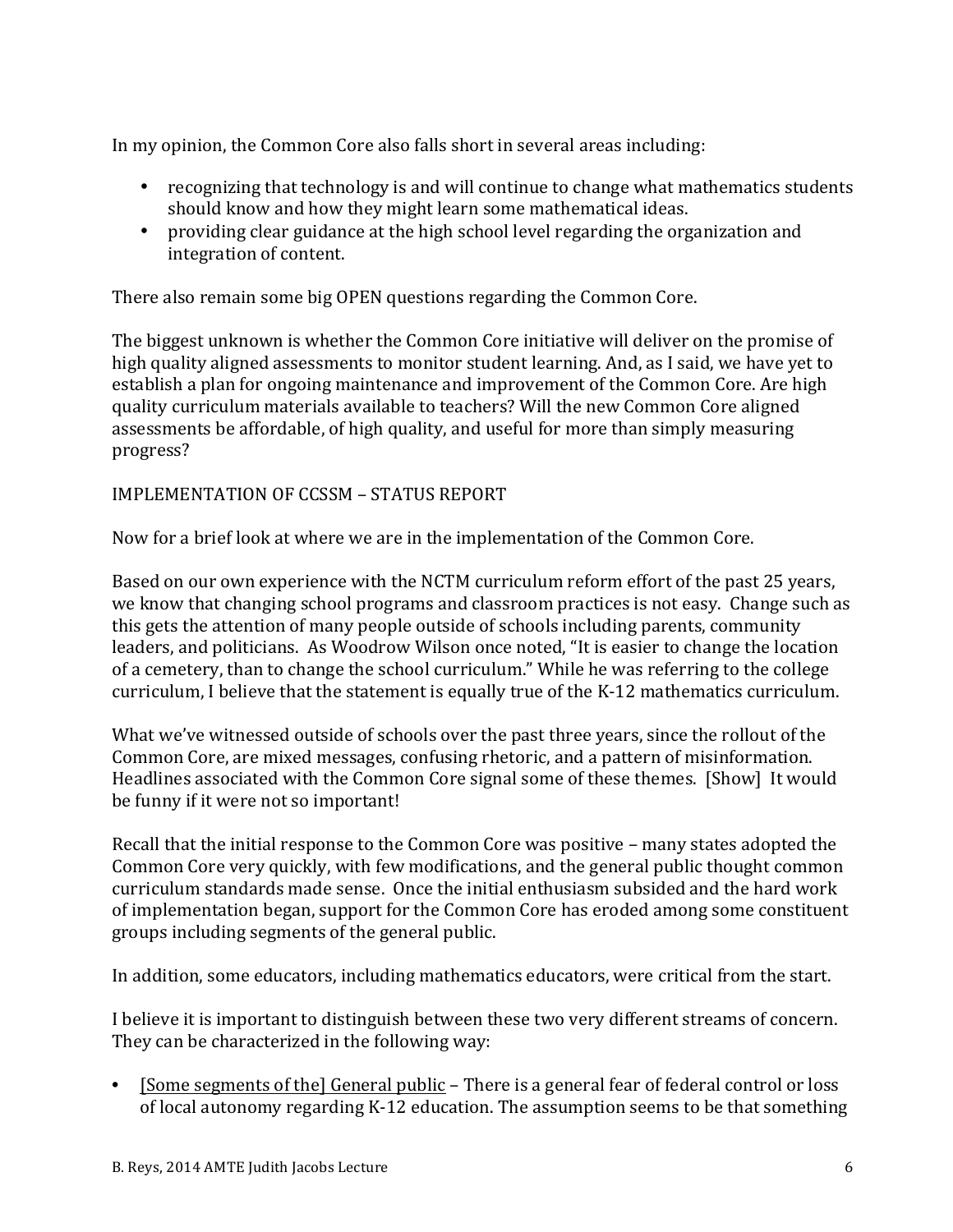In my opinion, the Common Core also falls short in several areas including:

- recognizing that technology is and will continue to change what mathematics students should know and how they might learn some mathematical ideas.
- providing clear guidance at the high school level regarding the organization and integration of content.

There also remain some big OPEN questions regarding the Common Core.

The biggest unknown is whether the Common Core initiative will deliver on the promise of high quality aligned assessments to monitor student learning. And, as I said, we have yet to establish a plan for ongoing maintenance and improvement of the Common Core. Are high quality curriculum materials available to teachers? Will the new Common Core aligned assessments be affordable, of high quality, and useful for more than simply measuring progress?

IMPLEMENTATION OF CCSSM – STATUS REPORT

Now for a brief look at where we are in the implementation of the Common Core.

Based on our own experience with the NCTM curriculum reform effort of the past 25 years, we know that changing school programs and classroom practices is not easy. Change such as this gets the attention of many people outside of schools including parents, community leaders, and politicians. As Woodrow Wilson once noted, "It is easier to change the location of a cemetery, than to change the school curriculum." While he was referring to the college curriculum, I believe that the statement is equally true of the K-12 mathematics curriculum.

What we've witnessed outside of schools over the past three years, since the rollout of the Common Core, are mixed messages, confusing rhetoric, and a pattern of misinformation. Headlines associated with the Common Core signal some of these themes. [Show] It would be funny if it were not so important!

Recall that the initial response to the Common Core was positive – many states adopted the Common Core very quickly, with few modifications, and the general public thought common curriculum standards made sense. Once the initial enthusiasm subsided and the hard work of implementation began, support for the Common Core has eroded among some constituent groups including segments of the general public.

In addition, some educators, including mathematics educators, were critical from the start.

I believe it is important to distinguish between these two very different streams of concern. They can be characterized in the following way:

- <u>[Some segments of the] General public</u> – There is a general fear of federal control or loss of local autonomy regarding K-12 education. The assumption seems to be that something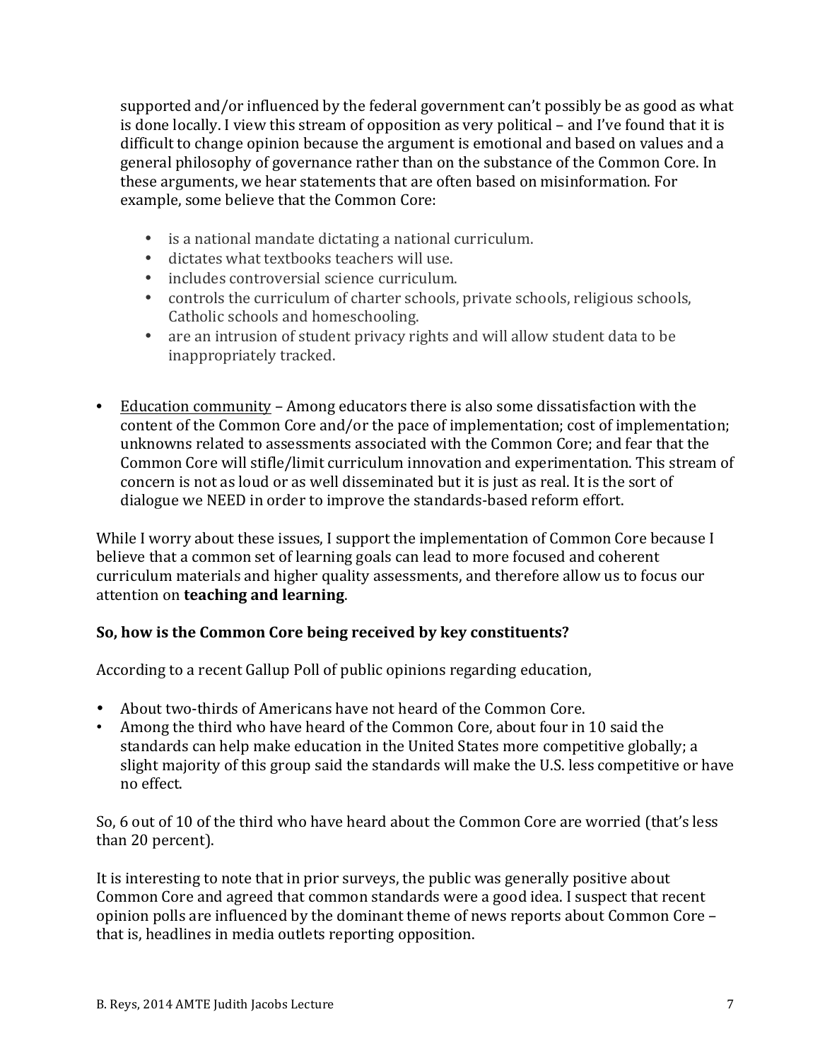supported and/or influenced by the federal government can't possibly be as good as what is done locally. I view this stream of opposition as very political – and I've found that it is difficult to change opinion because the argument is emotional and based on values and a general philosophy of governance rather than on the substance of the Common Core. In these arguments, we hear statements that are often based on misinformation. For example, some believe that the Common Core:

- is a national mandate dictating a national curriculum.
- dictates what textbooks teachers will use.
- includes controversial science curriculum.
- controls the curriculum of charter schools, private schools, religious schools, Catholic schools and homeschooling.
- are an intrusion of student privacy rights and will allow student data to be inappropriately tracked.

- <u>Education community</u> – Among educators there is also some dissatisfaction with the content of the Common Core and/or the pace of implementation; cost of implementation; unknowns related to assessments associated with the Common Core; and fear that the Common Core will stifle/limit curriculum innovation and experimentation. This stream of concern is not as loud or as well disseminated but it is just as real. It is the sort of dialogue we NEED in order to improve the standards-based reform effort.

While I worry about these issues, I support the implementation of Common Core because I believe that a common set of learning goals can lead to more focused and coherent curriculum materials and higher quality assessments, and therefore allow us to focus our attention on **teaching and learning**.

**So, how is the Common Core being received by key constituents?**

According to a recent Gallup Poll of public opinions regarding education,

- About two-thirds of Americans have not heard of the Common Core.
- Among the third who have heard of the Common Core, about four in 10 said the standards can help make education in the United States more competitive globally; a slight majority of this group said the standards will make the U.S. less competitive or have no effect.

So, 6 out of 10 of the third who have heard about the Common Core are worried (that's less than 20 percent).

It is interesting to note that in prior surveys, the public was generally positive about Common Core and agreed that common standards were a good idea. I suspect that recent opinion polls are influenced by the dominant theme of news reports about Common Core – that is, headlines in media outlets reporting opposition.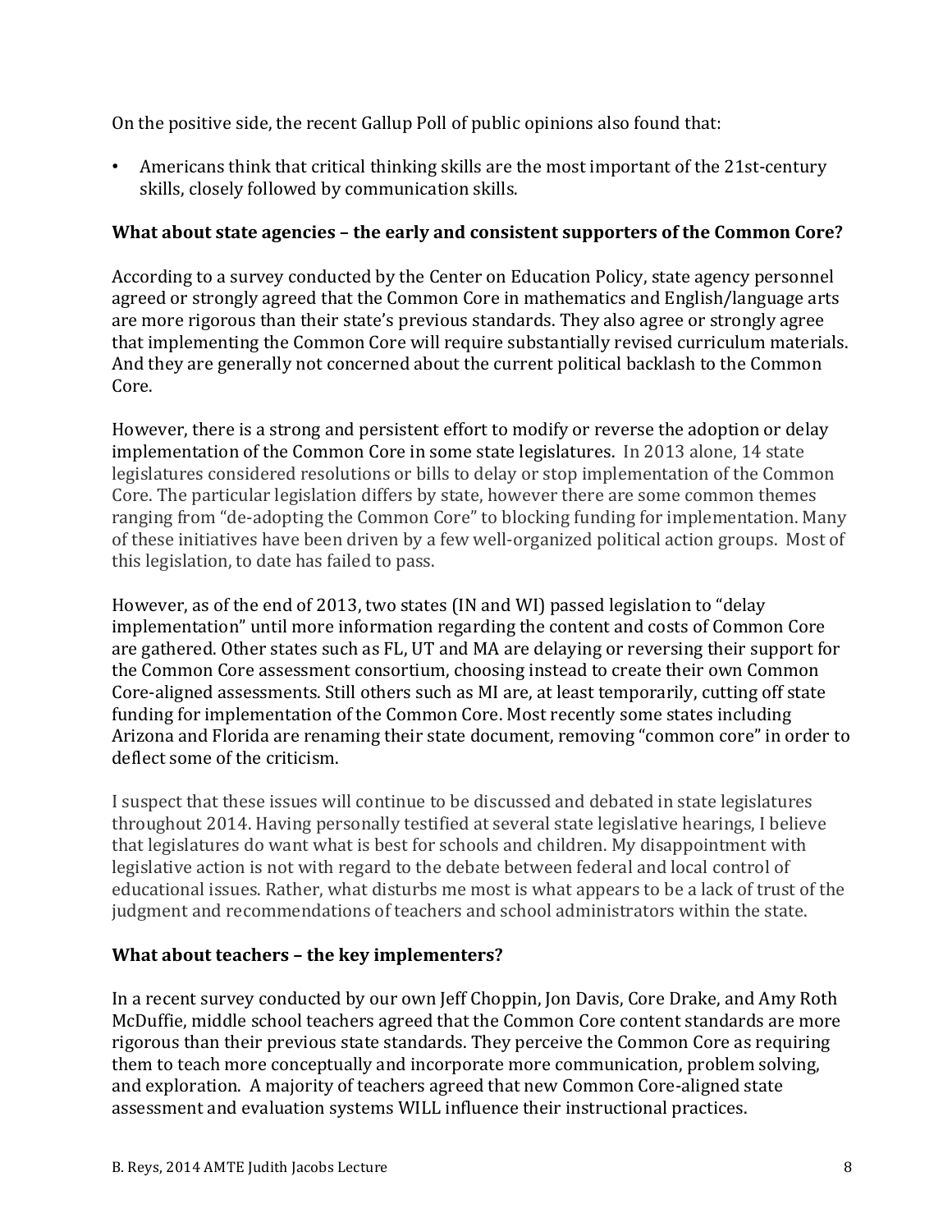On the positive side, the recent Gallup Poll of public opinions also found that:

- Americans think that critical thinking skills are the most important of the 21st-century skills, closely followed by communication skills.

**What about state agencies – the early and consistent supporters of the Common Core?**

According to a survey conducted by the Center on Education Policy, state agency personnel agreed or strongly agreed that the Common Core in mathematics and English/language arts are more rigorous than their state's previous standards. They also agree or strongly agree that implementing the Common Core will require substantially revised curriculum materials. And they are generally not concerned about the current political backlash to the Common Core.

However, there is a strong and persistent effort to modify or reverse the adoption or delay implementation of the Common Core in some state legislatures. In 2013 alone, 14 state legislatures considered resolutions or bills to delay or stop implementation of the Common Core. The particular legislation differs by state, however there are some common themes ranging from "de-adopting the Common Core" to blocking funding for implementation. Many of these initiatives have been driven by a few well-organized political action groups. Most of this legislation, to date has failed to pass.

However, as of the end of 2013, two states (IN and WI) passed legislation to "delay implementation" until more information regarding the content and costs of Common Core are gathered. Other states such as FL, UT and MA are delaying or reversing their support for the Common Core assessment consortium, choosing instead to create their own Common Core-aligned assessments. Still others such as MI are, at least temporarily, cutting off state funding for implementation of the Common Core. Most recently some states including Arizona and Florida are renaming their state document, removing "common core" in order to deflect some of the criticism.

I suspect that these issues will continue to be discussed and debated in state legislatures throughout 2014. Having personally testified at several state legislative hearings, I believe that legislatures do want what is best for schools and children. My disappointment with legislative action is not with regard to the debate between federal and local control of educational issues. Rather, what disturbs me most is what appears to be a lack of trust of the judgment and recommendations of teachers and school administrators within the state.

**What about teachers – the key implementers?**

In a recent survey conducted by our own Jeff Choppin, Jon Davis, Core Drake, and Amy Roth McDuffie, middle school teachers agreed that the Common Core content standards are more rigorous than their previous state standards. They perceive the Common Core as requiring them to teach more conceptually and incorporate more communication, problem solving, and exploration. A majority of teachers agreed that new Common Core-aligned state assessment and evaluation systems WILL influence their instructional practices.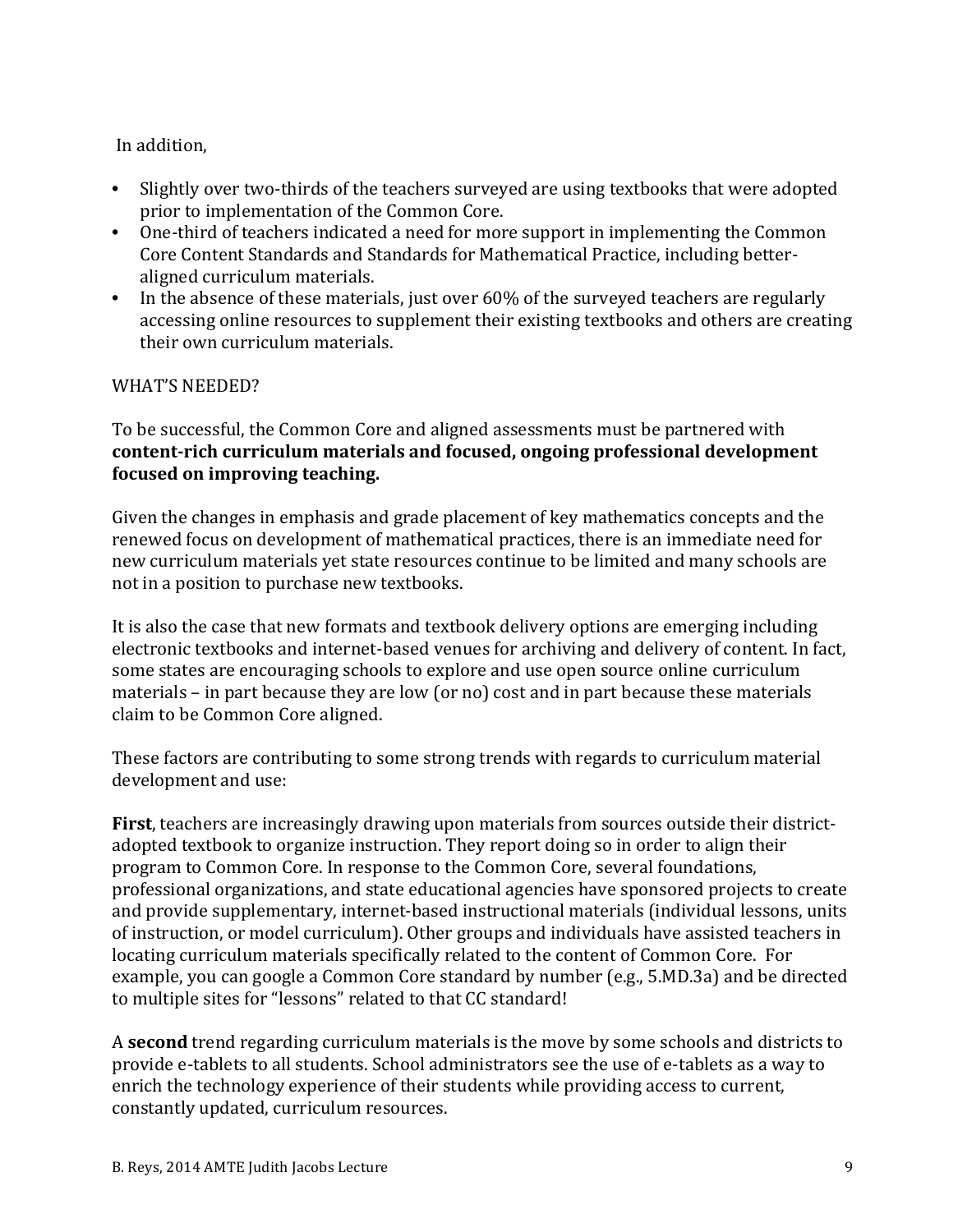In addition,

- Slightly over two-thirds of the teachers surveyed are using textbooks that were adopted prior to implementation of the Common Core.
- One-third of teachers indicated a need for more support in implementing the Common Core Content Standards and Standards for Mathematical Practice, including better-aligned curriculum materials.
- In the absence of these materials, just over 60% of the surveyed teachers are regularly accessing online resources to supplement their existing textbooks and others are creating their own curriculum materials.

WHAT'S NEEDED?

To be successful, the Common Core and aligned assessments must be partnered with **content-rich curriculum materials and focused, ongoing professional development focused on improving teaching.**

Given the changes in emphasis and grade placement of key mathematics concepts and the renewed focus on development of mathematical practices, there is an immediate need for new curriculum materials yet state resources continue to be limited and many schools are not in a position to purchase new textbooks.

It is also the case that new formats and textbook delivery options are emerging including electronic textbooks and internet-based venues for archiving and delivery of content. In fact, some states are encouraging schools to explore and use open source online curriculum materials – in part because they are low (or no) cost and in part because these materials claim to be Common Core aligned.

These factors are contributing to some strong trends with regards to curriculum material development and use:

**First**, teachers are increasingly drawing upon materials from sources outside their district-adopted textbook to organize instruction. They report doing so in order to align their program to Common Core. In response to the Common Core, several foundations, professional organizations, and state educational agencies have sponsored projects to create and provide supplementary, internet-based instructional materials (individual lessons, units of instruction, or model curriculum). Other groups and individuals have assisted teachers in locating curriculum materials specifically related to the content of Common Core. For example, you can google a Common Core standard by number (e.g., 5.MD.3a) and be directed to multiple sites for "lessons" related to that CC standard!

A **second** trend regarding curriculum materials is the move by some schools and districts to provide e-tablets to all students. School administrators see the use of e-tablets as a way to enrich the technology experience of their students while providing access to current, constantly updated, curriculum resources.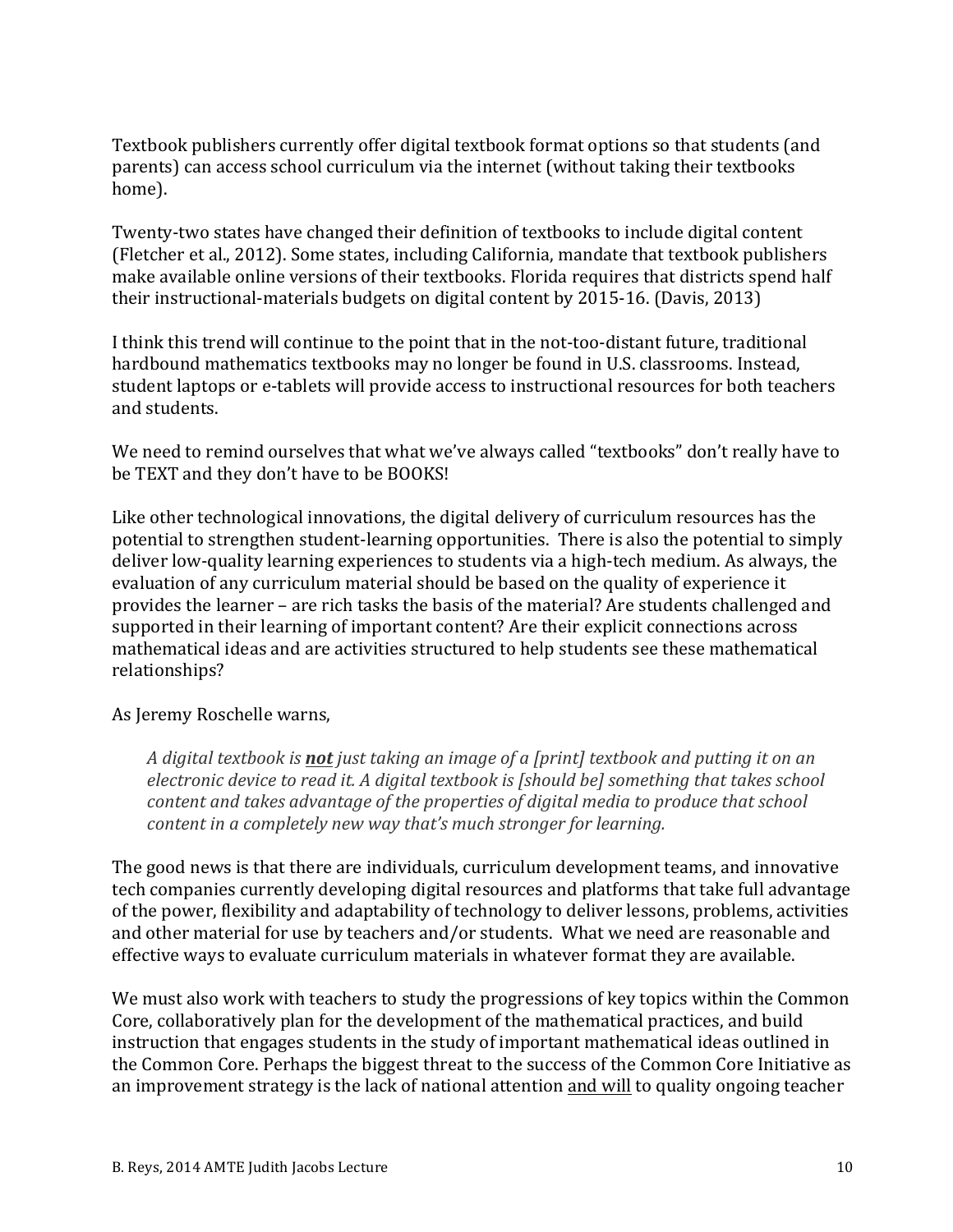Textbook publishers currently offer digital textbook format options so that students (and parents) can access school curriculum via the internet (without taking their textbooks home).

Twenty-two states have changed their definition of textbooks to include digital content (Fletcher et al., 2012). Some states, including California, mandate that textbook publishers make available online versions of their textbooks. Florida requires that districts spend half their instructional-materials budgets on digital content by 2015-16. (Davis, 2013)

I think this trend will continue to the point that in the not-too-distant future, traditional hardbound mathematics textbooks may no longer be found in U.S. classrooms. Instead, student laptops or e-tablets will provide access to instructional resources for both teachers and students.

We need to remind ourselves that what we've always called "textbooks" don't really have to be TEXT and they don't have to be BOOKS!

Like other technological innovations, the digital delivery of curriculum resources has the potential to strengthen student-learning opportunities. There is also the potential to simply deliver low-quality learning experiences to students via a high-tech medium. As always, the evaluation of any curriculum material should be based on the quality of experience it provides the learner – are rich tasks the basis of the material? Are students challenged and supported in their learning of important content? Are their explicit connections across mathematical ideas and are activities structured to help students see these mathematical relationships?

As Jeremy Roschelle warns,

> *A digital textbook is **<u>not</u>** just taking an image of a [print] textbook and putting it on an electronic device to read it. A digital textbook is [should be] something that takes school content and takes advantage of the properties of digital media to produce that school content in a completely new way that's much stronger for learning.*

The good news is that there are individuals, curriculum development teams, and innovative tech companies currently developing digital resources and platforms that take full advantage of the power, flexibility and adaptability of technology to deliver lessons, problems, activities and other material for use by teachers and/or students. What we need are reasonable and effective ways to evaluate curriculum materials in whatever format they are available.

We must also work with teachers to study the progressions of key topics within the Common Core, collaboratively plan for the development of the mathematical practices, and build instruction that engages students in the study of important mathematical ideas outlined in the Common Core. Perhaps the biggest threat to the success of the Common Core Initiative as an improvement strategy is the lack of national attention <u>and will</u> to quality ongoing teacher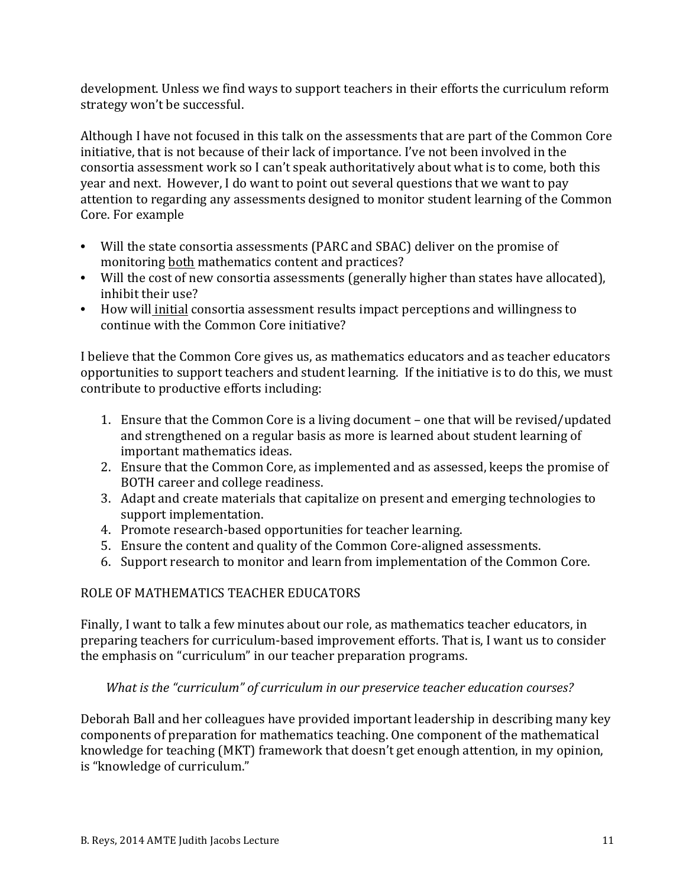development. Unless we find ways to support teachers in their efforts the curriculum reform strategy won't be successful.

Although I have not focused in this talk on the assessments that are part of the Common Core initiative, that is not because of their lack of importance. I've not been involved in the consortia assessment work so I can't speak authoritatively about what is to come, both this year and next. However, I do want to point out several questions that we want to pay attention to regarding any assessments designed to monitor student learning of the Common Core. For example

- Will the state consortia assessments (PARC and SBAC) deliver on the promise of monitoring <u>both</u> mathematics content and practices?
- Will the cost of new consortia assessments (generally higher than states have allocated), inhibit their use?
- How will <u>initial</u> consortia assessment results impact perceptions and willingness to continue with the Common Core initiative?

I believe that the Common Core gives us, as mathematics educators and as teacher educators opportunities to support teachers and student learning. If the initiative is to do this, we must contribute to productive efforts including:

1. Ensure that the Common Core is a living document – one that will be revised/updated and strengthened on a regular basis as more is learned about student learning of important mathematics ideas.
2. Ensure that the Common Core, as implemented and as assessed, keeps the promise of BOTH career and college readiness.
3. Adapt and create materials that capitalize on present and emerging technologies to support implementation.
4. Promote research-based opportunities for teacher learning.
5. Ensure the content and quality of the Common Core-aligned assessments.
6. Support research to monitor and learn from implementation of the Common Core.

## ROLE OF MATHEMATICS TEACHER EDUCATORS

Finally, I want to talk a few minutes about our role, as mathematics teacher educators, in preparing teachers for curriculum-based improvement efforts. That is, I want us to consider the emphasis on "curriculum" in our teacher preparation programs.

*What is the "curriculum" of curriculum in our preservice teacher education courses?*

Deborah Ball and her colleagues have provided important leadership in describing many key components of preparation for mathematics teaching. One component of the mathematical knowledge for teaching (MKT) framework that doesn't get enough attention, in my opinion, is "knowledge of curriculum."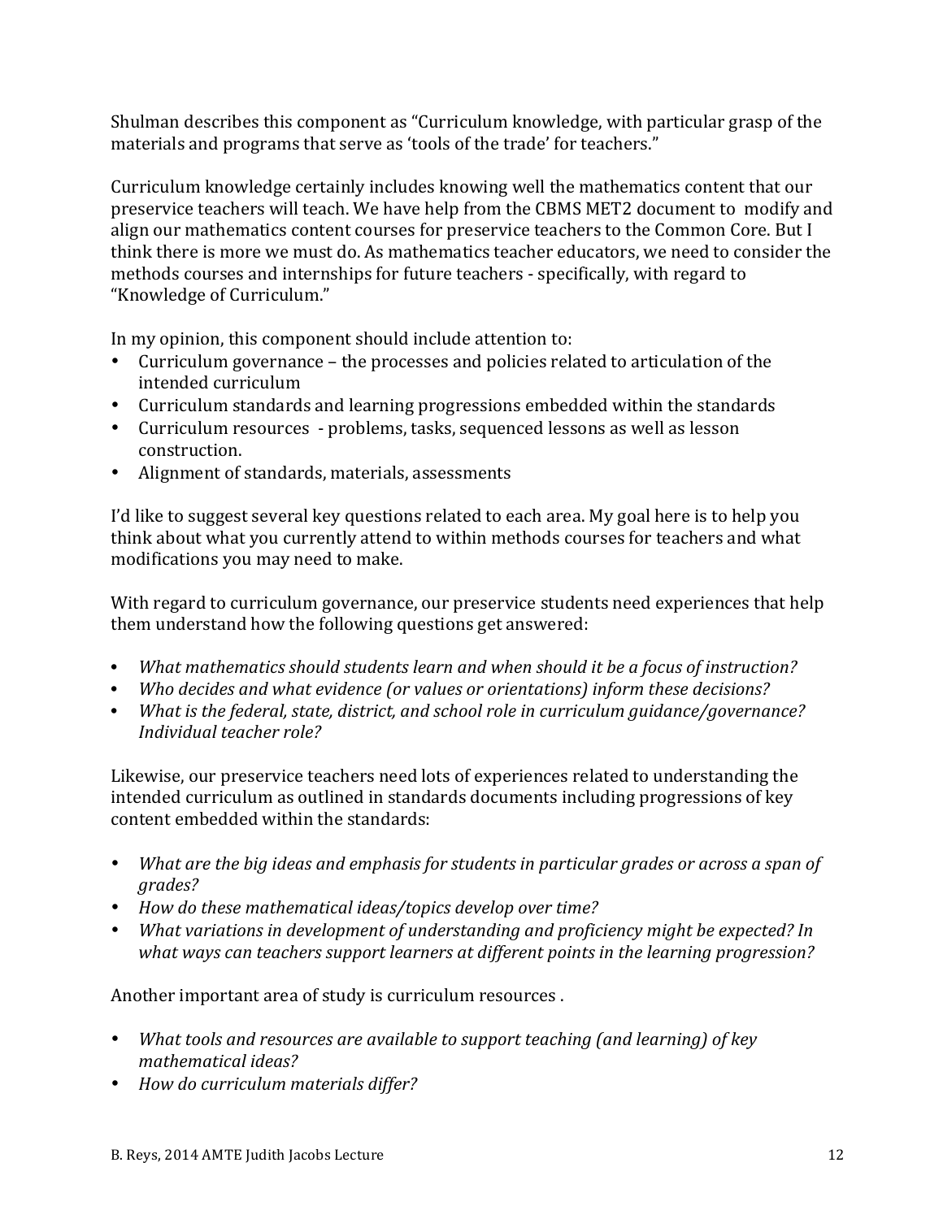Shulman describes this component as "Curriculum knowledge, with particular grasp of the materials and programs that serve as 'tools of the trade' for teachers."

Curriculum knowledge certainly includes knowing well the mathematics content that our preservice teachers will teach. We have help from the CBMS MET2 document to modify and align our mathematics content courses for preservice teachers to the Common Core. But I think there is more we must do. As mathematics teacher educators, we need to consider the methods courses and internships for future teachers - specifically, with regard to "Knowledge of Curriculum."

In my opinion, this component should include attention to:

- Curriculum governance – the processes and policies related to articulation of the intended curriculum
- Curriculum standards and learning progressions embedded within the standards
- Curriculum resources - problems, tasks, sequenced lessons as well as lesson construction.
- Alignment of standards, materials, assessments

I'd like to suggest several key questions related to each area. My goal here is to help you think about what you currently attend to within methods courses for teachers and what modifications you may need to make.

With regard to curriculum governance, our preservice students need experiences that help them understand how the following questions get answered:

- *What mathematics should students learn and when should it be a focus of instruction?*
- *Who decides and what evidence (or values or orientations) inform these decisions?*
- *What is the federal, state, district, and school role in curriculum guidance/governance? Individual teacher role?*

Likewise, our preservice teachers need lots of experiences related to understanding the intended curriculum as outlined in standards documents including progressions of key content embedded within the standards:

- *What are the big ideas and emphasis for students in particular grades or across a span of grades?*
- *How do these mathematical ideas/topics develop over time?*
- *What variations in development of understanding and proficiency might be expected? In what ways can teachers support learners at different points in the learning progression?*

Another important area of study is curriculum resources .

- *What tools and resources are available to support teaching (and learning) of key mathematical ideas?*
- *How do curriculum materials differ?*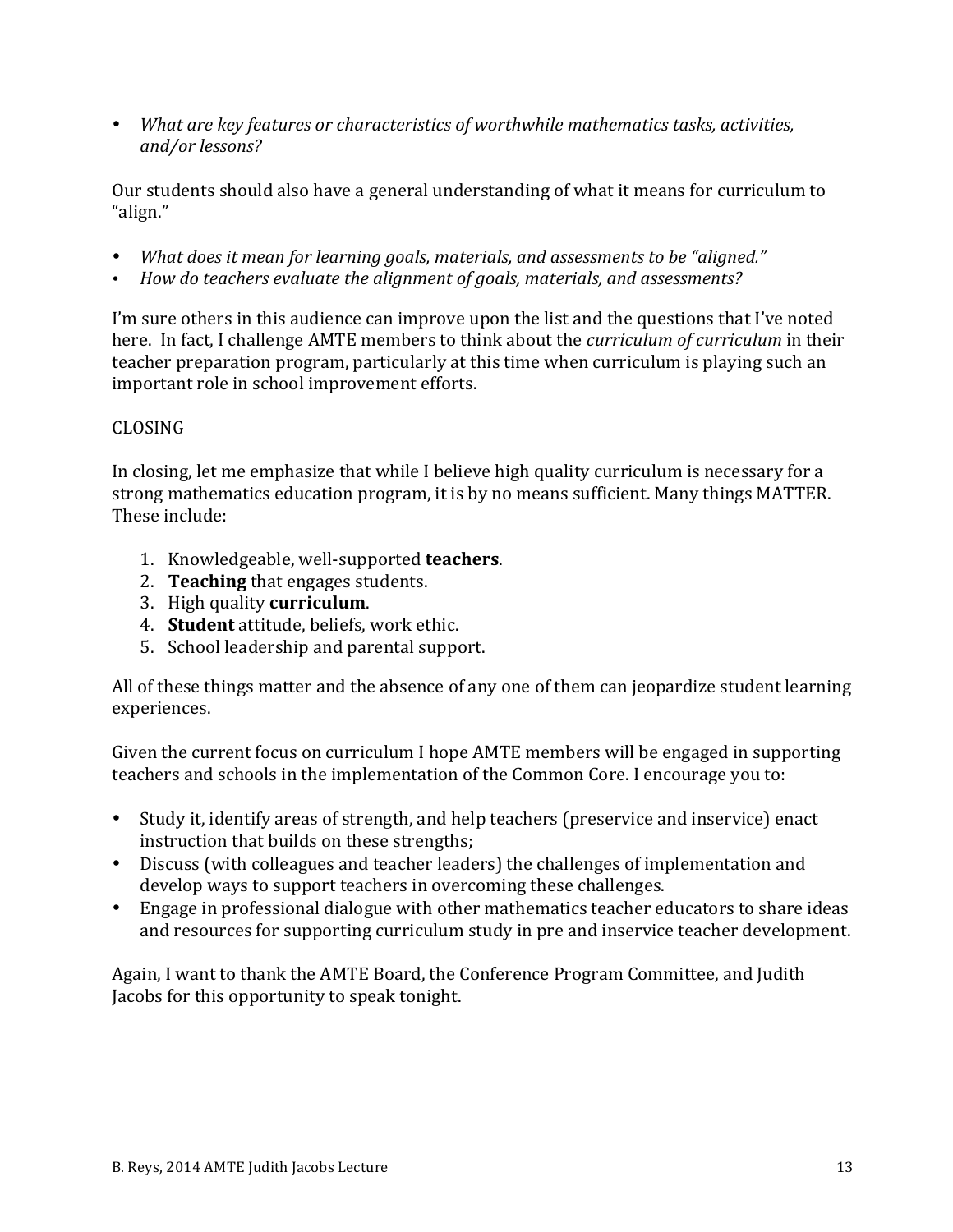- *What are key features or characteristics of worthwhile mathematics tasks, activities, and/or lessons?*

Our students should also have a general understanding of what it means for curriculum to "align."

- *What does it mean for learning goals, materials, and assessments to be "aligned."*
- *How do teachers evaluate the alignment of goals, materials, and assessments?*

I'm sure others in this audience can improve upon the list and the questions that I've noted here. In fact, I challenge AMTE members to think about the *curriculum of curriculum* in their teacher preparation program, particularly at this time when curriculum is playing such an important role in school improvement efforts.

## CLOSING

In closing, let me emphasize that while I believe high quality curriculum is necessary for a strong mathematics education program, it is by no means sufficient. Many things MATTER. These include:

1. Knowledgeable, well-supported **teachers**.
2. **Teaching** that engages students.
3. High quality **curriculum**.
4. **Student** attitude, beliefs, work ethic.
5. School leadership and parental support.

All of these things matter and the absence of any one of them can jeopardize student learning experiences.

Given the current focus on curriculum I hope AMTE members will be engaged in supporting teachers and schools in the implementation of the Common Core. I encourage you to:

- Study it, identify areas of strength, and help teachers (preservice and inservice) enact instruction that builds on these strengths;
- Discuss (with colleagues and teacher leaders) the challenges of implementation and develop ways to support teachers in overcoming these challenges.
- Engage in professional dialogue with other mathematics teacher educators to share ideas and resources for supporting curriculum study in pre and inservice teacher development.

Again, I want to thank the AMTE Board, the Conference Program Committee, and Judith Jacobs for this opportunity to speak tonight.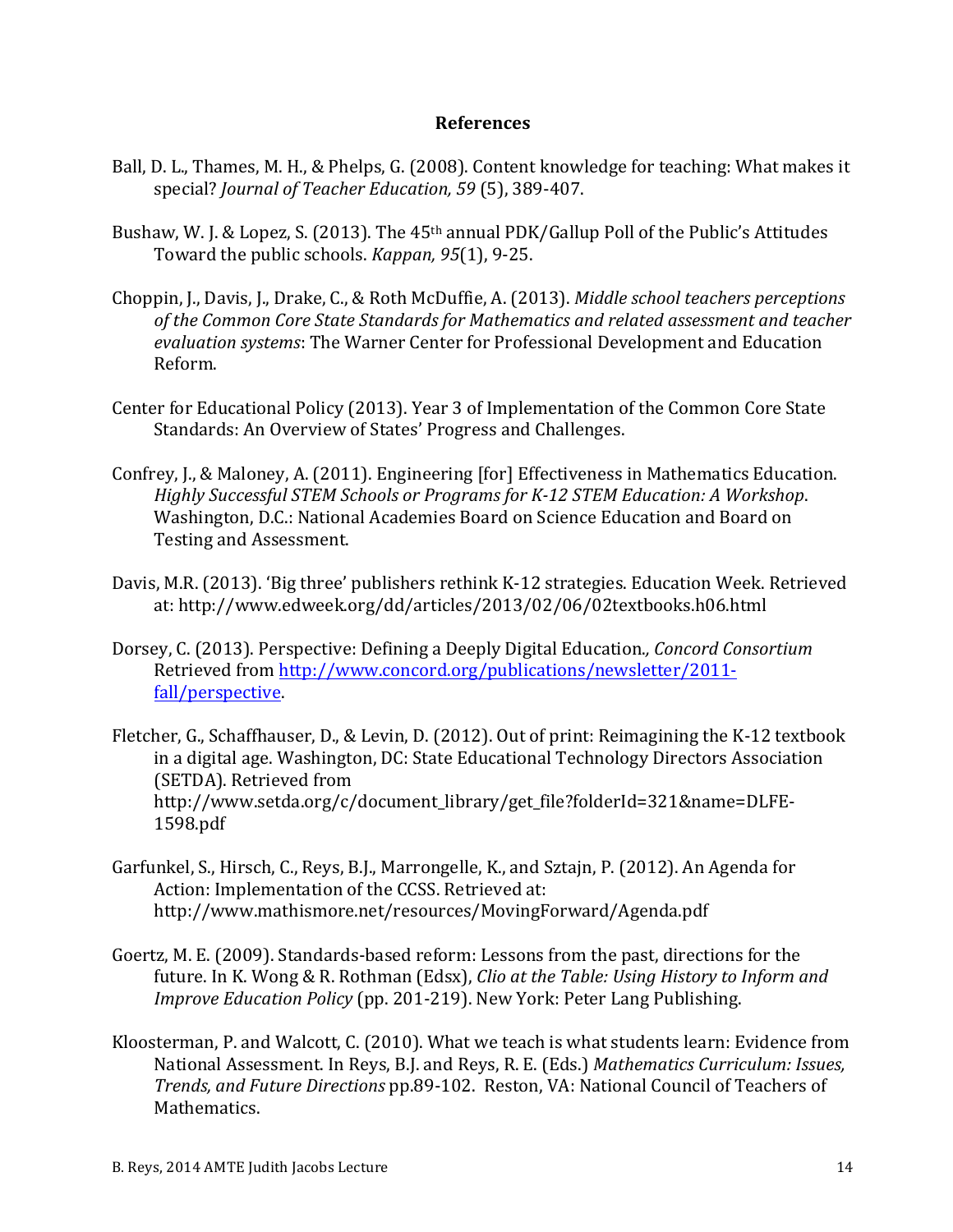## References

Ball, D. L., Thames, M. H., & Phelps, G. (2008). Content knowledge for teaching: What makes it special? *Journal of Teacher Education, 59* (5), 389-407.

Bushaw, W. J. & Lopez, S. (2013). The 45th annual PDK/Gallup Poll of the Public's Attitudes Toward the public schools. *Kappan, 95*(1), 9-25.

Choppin, J., Davis, J., Drake, C., & Roth McDuffie, A. (2013). *Middle school teachers perceptions of the Common Core State Standards for Mathematics and related assessment and teacher evaluation systems*: The Warner Center for Professional Development and Education Reform.

Center for Educational Policy (2013). Year 3 of Implementation of the Common Core State Standards: An Overview of States' Progress and Challenges.

Confrey, J., & Maloney, A. (2011). Engineering [for] Effectiveness in Mathematics Education. *Highly Successful STEM Schools or Programs for K-12 STEM Education: A Workshop*. Washington, D.C.: National Academies Board on Science Education and Board on Testing and Assessment.

Davis, M.R. (2013). 'Big three' publishers rethink K-12 strategies. Education Week. Retrieved at: http://www.edweek.org/dd/articles/2013/02/06/02textbooks.h06.html

Dorsey, C. (2013). Perspective: Defining a Deeply Digital Education.*, Concord Consortium* Retrieved from [http://www.concord.org/publications/newsletter/2011-fall/perspective](http://www.concord.org/publications/newsletter/2011-fall/perspective).

Fletcher, G., Schaffhauser, D., & Levin, D. (2012). Out of print: Reimagining the K-12 textbook in a digital age. Washington, DC: State Educational Technology Directors Association (SETDA). Retrieved from http://www.setda.org/c/document_library/get_file?folderId=321&name=DLFE-1598.pdf

Garfunkel, S., Hirsch, C., Reys, B.J., Marrongelle, K., and Sztajn, P. (2012). An Agenda for Action: Implementation of the CCSS. Retrieved at: http://www.mathismore.net/resources/MovingForward/Agenda.pdf

Goertz, M. E. (2009). Standards-based reform: Lessons from the past, directions for the future. In K. Wong & R. Rothman (Edsx), *Clio at the Table: Using History to Inform and Improve Education Policy* (pp. 201-219). New York: Peter Lang Publishing.

Kloosterman, P. and Walcott, C. (2010). What we teach is what students learn: Evidence from National Assessment. In Reys, B.J. and Reys, R. E. (Eds.) *Mathematics Curriculum: Issues, Trends, and Future Directions* pp.89-102. Reston, VA: National Council of Teachers of Mathematics.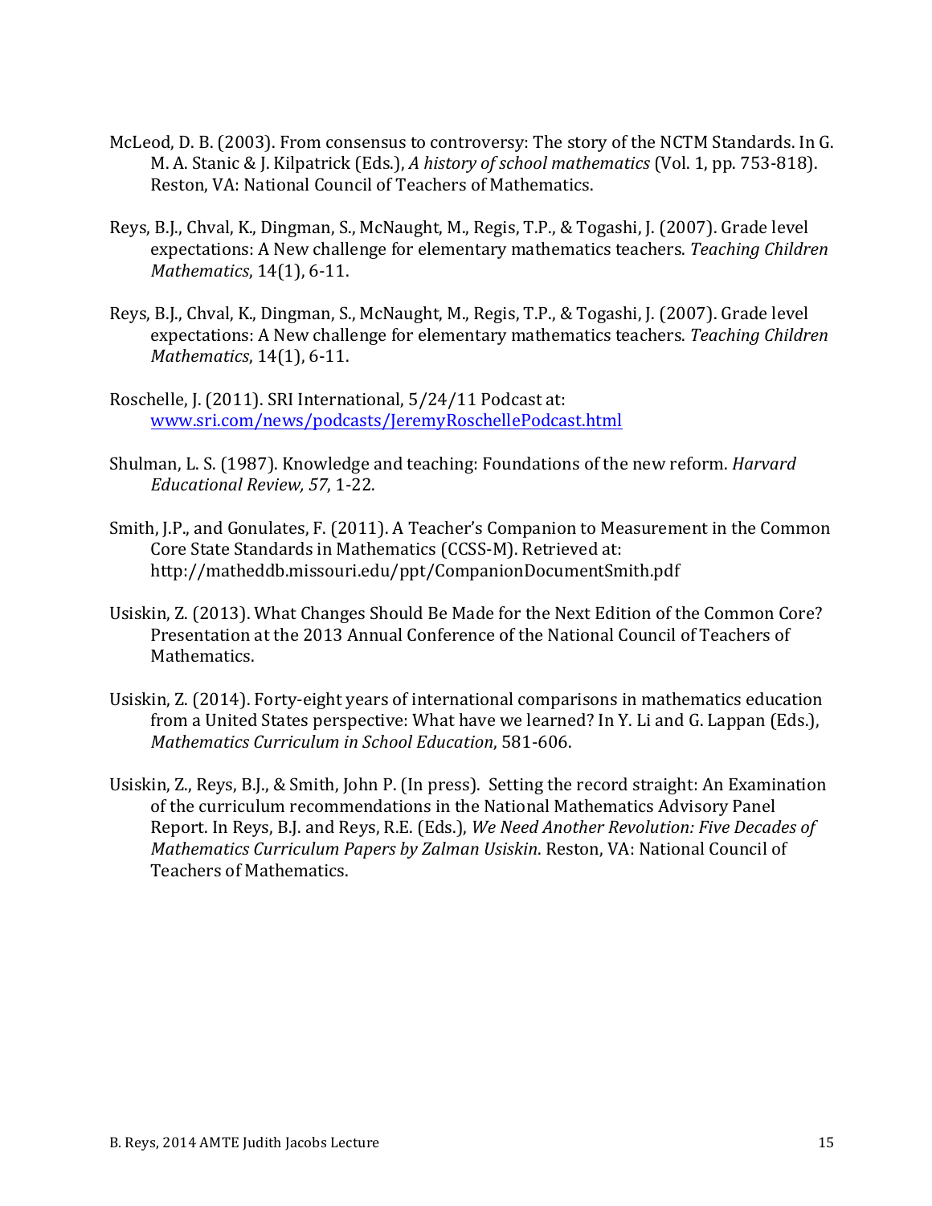McLeod, D. B. (2003). From consensus to controversy: The story of the NCTM Standards. In G. M. A. Stanic & J. Kilpatrick (Eds.), *A history of school mathematics* (Vol. 1, pp. 753-818). Reston, VA: National Council of Teachers of Mathematics.

Reys, B.J., Chval, K., Dingman, S., McNaught, M., Regis, T.P., & Togashi, J. (2007). Grade level expectations: A New challenge for elementary mathematics teachers. *Teaching Children Mathematics*, 14(1), 6-11.

Reys, B.J., Chval, K., Dingman, S., McNaught, M., Regis, T.P., & Togashi, J. (2007). Grade level expectations: A New challenge for elementary mathematics teachers. *Teaching Children Mathematics*, 14(1), 6-11.

Roschelle, J. (2011). SRI International, 5/24/11 Podcast at: [www.sri.com/news/podcasts/JeremyRoschellePodcast.html](www.sri.com/news/podcasts/JeremyRoschellePodcast.html)

Shulman, L. S. (1987). Knowledge and teaching: Foundations of the new reform. *Harvard Educational Review, 57*, 1-22.

Smith, J.P., and Gonulates, F. (2011). A Teacher's Companion to Measurement in the Common Core State Standards in Mathematics (CCSS-M). Retrieved at: http://matheddb.missouri.edu/ppt/CompanionDocumentSmith.pdf

Usiskin, Z. (2013). What Changes Should Be Made for the Next Edition of the Common Core? Presentation at the 2013 Annual Conference of the National Council of Teachers of Mathematics.

Usiskin, Z. (2014). Forty-eight years of international comparisons in mathematics education from a United States perspective: What have we learned? In Y. Li and G. Lappan (Eds.), *Mathematics Curriculum in School Education*, 581-606.

Usiskin, Z., Reys, B.J., & Smith, John P. (In press). Setting the record straight: An Examination of the curriculum recommendations in the National Mathematics Advisory Panel Report. In Reys, B.J. and Reys, R.E. (Eds.), *We Need Another Revolution: Five Decades of Mathematics Curriculum Papers by Zalman Usiskin*. Reston, VA: National Council of Teachers of Mathematics.